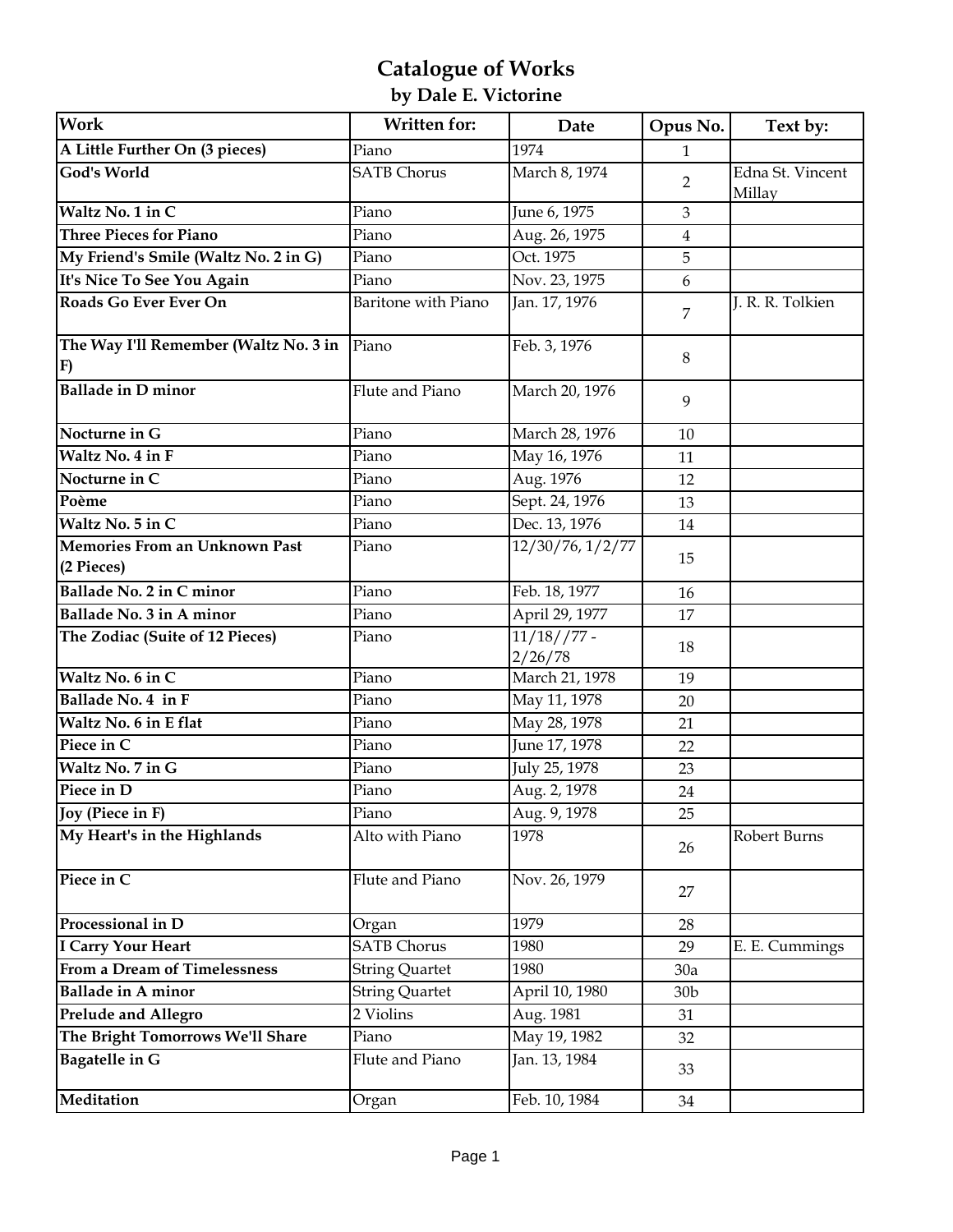# Catalogue of Works

## by Dale E. Victorine

| Work | Written for: | Date | Opus No. | Text by: |
|---|---|---|---|---|
| **A Little Further On (3 pieces)** | Piano | 1974 | 1 | |
| **God's World** | SATB Chorus | March 8, 1974 | 2 | Edna St. Vincent Millay |
| **Waltz No. 1 in C** | Piano | June 6, 1975 | 3 | |
| **Three Pieces for Piano** | Piano | Aug. 26, 1975 | 4 | |
| **My Friend's Smile (Waltz No. 2 in G)** | Piano | Oct. 1975 | 5 | |
| **It's Nice To See You Again** | Piano | Nov. 23, 1975 | 6 | |
| **Roads Go Ever Ever On** | Baritone with Piano | Jan. 17, 1976 | 7 | J. R. R. Tolkien |
| **The Way I'll Remember (Waltz No. 3 in F)** | Piano | Feb. 3, 1976 | 8 | |
| **Ballade in D minor** | Flute and Piano | March 20, 1976 | 9 | |
| **Nocturne in G** | Piano | March 28, 1976 | 10 | |
| **Waltz No. 4 in F** | Piano | May 16, 1976 | 11 | |
| **Nocturne in C** | Piano | Aug. 1976 | 12 | |
| **Poème** | Piano | Sept. 24, 1976 | 13 | |
| **Waltz No. 5 in C** | Piano | Dec. 13, 1976 | 14 | |
| **Memories From an Unknown Past (2 Pieces)** | Piano | 12/30/76, 1/2/77 | 15 | |
| **Ballade No. 2 in C minor** | Piano | Feb. 18, 1977 | 16 | |
| **Ballade No. 3 in A minor** | Piano | April 29, 1977 | 17 | |
| **The Zodiac (Suite of 12 Pieces)** | Piano | 11/18//77 - 2/26/78 | 18 | |
| **Waltz No. 6 in C** | Piano | March 21, 1978 | 19 | |
| **Ballade No. 4 in F** | Piano | May 11, 1978 | 20 | |
| **Waltz No. 6 in E flat** | Piano | May 28, 1978 | 21 | |
| **Piece in C** | Piano | June 17, 1978 | 22 | |
| **Waltz No. 7 in G** | Piano | July 25, 1978 | 23 | |
| **Piece in D** | Piano | Aug. 2, 1978 | 24 | |
| **Joy (Piece in F)** | Piano | Aug. 9, 1978 | 25 | |
| **My Heart's in the Highlands** | Alto with Piano | 1978 | 26 | Robert Burns |
| **Piece in C** | Flute and Piano | Nov. 26, 1979 | 27 | |
| **Processional in D** | Organ | 1979 | 28 | |
| **I Carry Your Heart** | SATB Chorus | 1980 | 29 | E. E. Cummings |
| **From a Dream of Timelessness** | String Quartet | 1980 | 30a | |
| **Ballade in A minor** | String Quartet | April 10, 1980 | 30b | |
| **Prelude and Allegro** | 2 Violins | Aug. 1981 | 31 | |
| **The Bright Tomorrows We'll Share** | Piano | May 19, 1982 | 32 | |
| **Bagatelle in G** | Flute and Piano | Jan. 13, 1984 | 33 | |
| **Meditation** | Organ | Feb. 10, 1984 | 34 | |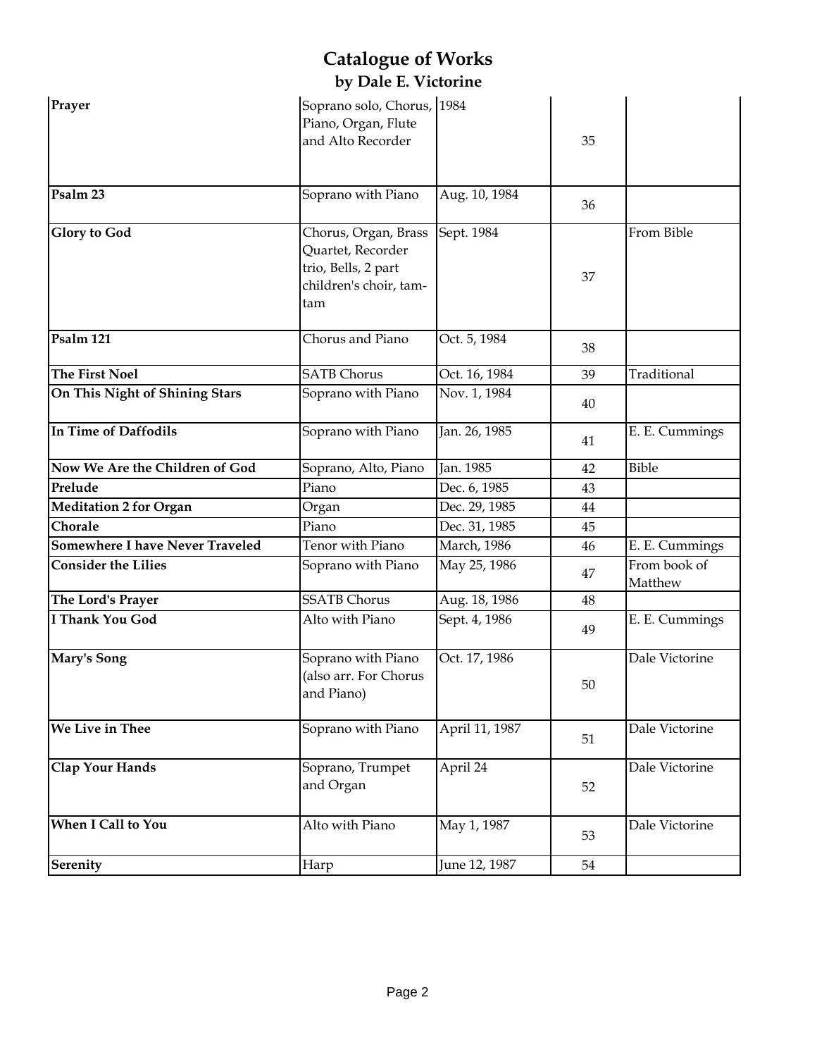# Catalogue of Works
## by Dale E. Victorine

| | | | | |
|---|---|---|---|---|
| **Prayer** | Soprano solo, Chorus, Piano, Organ, Flute and Alto Recorder | 1984 | 35 | |
| **Psalm 23** | Soprano with Piano | Aug. 10, 1984 | 36 | |
| **Glory to God** | Chorus, Organ, Brass Quartet, Recorder trio, Bells, 2 part children's choir, tam-tam | Sept. 1984 | 37 | From Bible |
| **Psalm 121** | Chorus and Piano | Oct. 5, 1984 | 38 | |
| **The First Noel** | SATB Chorus | Oct. 16, 1984 | 39 | Traditional |
| **On This Night of Shining Stars** | Soprano with Piano | Nov. 1, 1984 | 40 | |
| **In Time of Daffodils** | Soprano with Piano | Jan. 26, 1985 | 41 | E. E. Cummings |
| **Now We Are the Children of God** | Soprano, Alto, Piano | Jan. 1985 | 42 | Bible |
| **Prelude** | Piano | Dec. 6, 1985 | 43 | |
| **Meditation 2 for Organ** | Organ | Dec. 29, 1985 | 44 | |
| **Chorale** | Piano | Dec. 31, 1985 | 45 | |
| **Somewhere I have Never Traveled** | Tenor with Piano | March, 1986 | 46 | E. E. Cummings |
| **Consider the Lilies** | Soprano with Piano | May 25, 1986 | 47 | From book of Matthew |
| **The Lord's Prayer** | SSATB Chorus | Aug. 18, 1986 | 48 | |
| **I Thank You God** | Alto with Piano | Sept. 4, 1986 | 49 | E. E. Cummings |
| **Mary's Song** | Soprano with Piano (also arr. For Chorus and Piano) | Oct. 17, 1986 | 50 | Dale Victorine |
| **We Live in Thee** | Soprano with Piano | April 11, 1987 | 51 | Dale Victorine |
| **Clap Your Hands** | Soprano, Trumpet and Organ | April 24 | 52 | Dale Victorine |
| **When I Call to You** | Alto with Piano | May 1, 1987 | 53 | Dale Victorine |
| **Serenity** | Harp | June 12, 1987 | 54 | |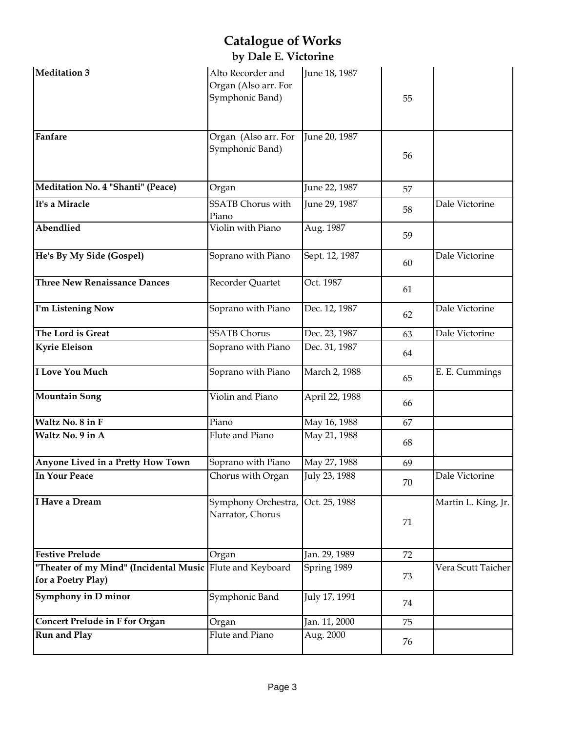# Catalogue of Works
## by Dale E. Victorine

| | | | | |
|---|---|---|---|---|
| **Meditation 3** | Alto Recorder and Organ (Also arr. For Symphonic Band) | June 18, 1987 | 55 | |
| **Fanfare** | Organ (Also arr. For Symphonic Band) | June 20, 1987 | 56 | |
| **Meditation No. 4 "Shanti" (Peace)** | Organ | June 22, 1987 | 57 | |
| **It's a Miracle** | SSATB Chorus with Piano | June 29, 1987 | 58 | Dale Victorine |
| **Abendlied** | Violin with Piano | Aug. 1987 | 59 | |
| **He's By My Side (Gospel)** | Soprano with Piano | Sept. 12, 1987 | 60 | Dale Victorine |
| **Three New Renaissance Dances** | Recorder Quartet | Oct. 1987 | 61 | |
| **I'm Listening Now** | Soprano with Piano | Dec. 12, 1987 | 62 | Dale Victorine |
| **The Lord is Great** | SSATB Chorus | Dec. 23, 1987 | 63 | Dale Victorine |
| **Kyrie Eleison** | Soprano with Piano | Dec. 31, 1987 | 64 | |
| **I Love You Much** | Soprano with Piano | March 2, 1988 | 65 | E. E. Cummings |
| **Mountain Song** | Violin and Piano | April 22, 1988 | 66 | |
| **Waltz No. 8 in F** | Piano | May 16, 1988 | 67 | |
| **Waltz No. 9 in A** | Flute and Piano | May 21, 1988 | 68 | |
| **Anyone Lived in a Pretty How Town** | Soprano with Piano | May 27, 1988 | 69 | |
| **In Your Peace** | Chorus with Organ | July 23, 1988 | 70 | Dale Victorine |
| **I Have a Dream** | Symphony Orchestra, Narrator, Chorus | Oct. 25, 1988 | 71 | Martin L. King, Jr. |
| **Festive Prelude** | Organ | Jan. 29, 1989 | 72 | |
| **"Theater of my Mind" (Incidental Music for a Poetry Play)** | Flute and Keyboard | Spring 1989 | 73 | Vera Scutt Taicher |
| **Symphony in D minor** | Symphonic Band | July 17, 1991 | 74 | |
| **Concert Prelude in F for Organ** | Organ | Jan. 11, 2000 | 75 | |
| **Run and Play** | Flute and Piano | Aug. 2000 | 76 | |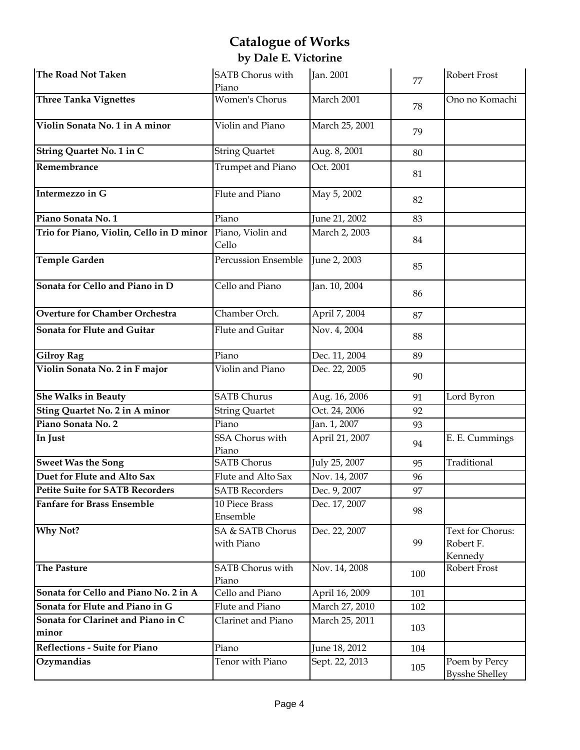# Catalogue of Works
## by Dale E. Victorine

| | | | | |
|---|---|---|---|---|
| **The Road Not Taken** | SATB Chorus with Piano | Jan. 2001 | 77 | Robert Frost |
| **Three Tanka Vignettes** | Women's Chorus | March 2001 | 78 | Ono no Komachi |
| **Violin Sonata No. 1 in A minor** | Violin and Piano | March 25, 2001 | 79 | |
| **String Quartet No. 1 in C** | String Quartet | Aug. 8, 2001 | 80 | |
| **Remembrance** | Trumpet and Piano | Oct. 2001 | 81 | |
| **Intermezzo in G** | Flute and Piano | May 5, 2002 | 82 | |
| **Piano Sonata No. 1** | Piano | June 21, 2002 | 83 | |
| **Trio for Piano, Violin, Cello in D minor** | Piano, Violin and Cello | March 2, 2003 | 84 | |
| **Temple Garden** | Percussion Ensemble | June 2, 2003 | 85 | |
| **Sonata for Cello and Piano in D** | Cello and Piano | Jan. 10, 2004 | 86 | |
| **Overture for Chamber Orchestra** | Chamber Orch. | April 7, 2004 | 87 | |
| **Sonata for Flute and Guitar** | Flute and Guitar | Nov. 4, 2004 | 88 | |
| **Gilroy Rag** | Piano | Dec. 11, 2004 | 89 | |
| **Violin Sonata No. 2 in F major** | Violin and Piano | Dec. 22, 2005 | 90 | |
| **She Walks in Beauty** | SATB Churus | Aug. 16, 2006 | 91 | Lord Byron |
| **Sting Quartet No. 2 in A minor** | String Quartet | Oct. 24, 2006 | 92 | |
| **Piano Sonata No. 2** | Piano | Jan. 1, 2007 | 93 | |
| **In Just** | SSA Chorus with Piano | April 21, 2007 | 94 | E. E. Cummings |
| **Sweet Was the Song** | SATB Chorus | July 25, 2007 | 95 | Traditional |
| **Duet for Flute and Alto Sax** | Flute and Alto Sax | Nov. 14, 2007 | 96 | |
| **Petite Suite for SATB Recorders** | SATB Recorders | Dec. 9, 2007 | 97 | |
| **Fanfare for Brass Ensemble** | 10 Piece Brass Ensemble | Dec. 17, 2007 | 98 | |
| **Why Not?** | SA & SATB Chorus with Piano | Dec. 22, 2007 | 99 | Text for Chorus: Robert F. Kennedy |
| **The Pasture** | SATB Chorus with Piano | Nov. 14, 2008 | 100 | Robert Frost |
| **Sonata for Cello and Piano No. 2 in A** | Cello and Piano | April 16, 2009 | 101 | |
| **Sonata for Flute and Piano in G** | Flute and Piano | March 27, 2010 | 102 | |
| **Sonata for Clarinet and Piano in C minor** | Clarinet and Piano | March 25, 2011 | 103 | |
| **Reflections - Suite for Piano** | Piano | June 18, 2012 | 104 | |
| **Ozymandias** | Tenor with Piano | Sept. 22, 2013 | 105 | Poem by Percy Bysshe Shelley |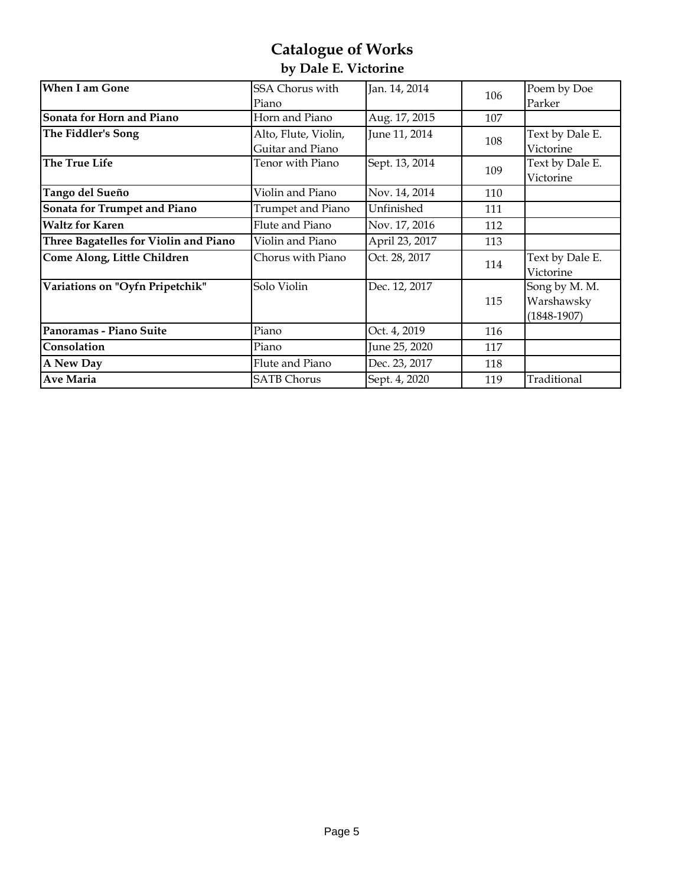# Catalogue of Works

## by Dale E. Victorine

| | | | | |
|---|---|---|---|---|
| **When I am Gone** | SSA Chorus with Piano | Jan. 14, 2014 | 106 | Poem by Doe Parker |
| **Sonata for Horn and Piano** | Horn and Piano | Aug. 17, 2015 | 107 | |
| **The Fiddler's Song** | Alto, Flute, Violin, Guitar and Piano | June 11, 2014 | 108 | Text by Dale E. Victorine |
| **The True Life** | Tenor with Piano | Sept. 13, 2014 | 109 | Text by Dale E. Victorine |
| **Tango del Sueño** | Violin and Piano | Nov. 14, 2014 | 110 | |
| **Sonata for Trumpet and Piano** | Trumpet and Piano | Unfinished | 111 | |
| **Waltz for Karen** | Flute and Piano | Nov. 17, 2016 | 112 | |
| **Three Bagatelles for Violin and Piano** | Violin and Piano | April 23, 2017 | 113 | |
| **Come Along, Little Children** | Chorus with Piano | Oct. 28, 2017 | 114 | Text by Dale E. Victorine |
| **Variations on "Oyfn Pripetchik"** | Solo Violin | Dec. 12, 2017 | 115 | Song by M. M. Warshawsky (1848-1907) |
| **Panoramas - Piano Suite** | Piano | Oct. 4, 2019 | 116 | |
| **Consolation** | Piano | June 25, 2020 | 117 | |
| **A New Day** | Flute and Piano | Dec. 23, 2017 | 118 | |
| **Ave Maria** | SATB Chorus | Sept. 4, 2020 | 119 | Traditional |